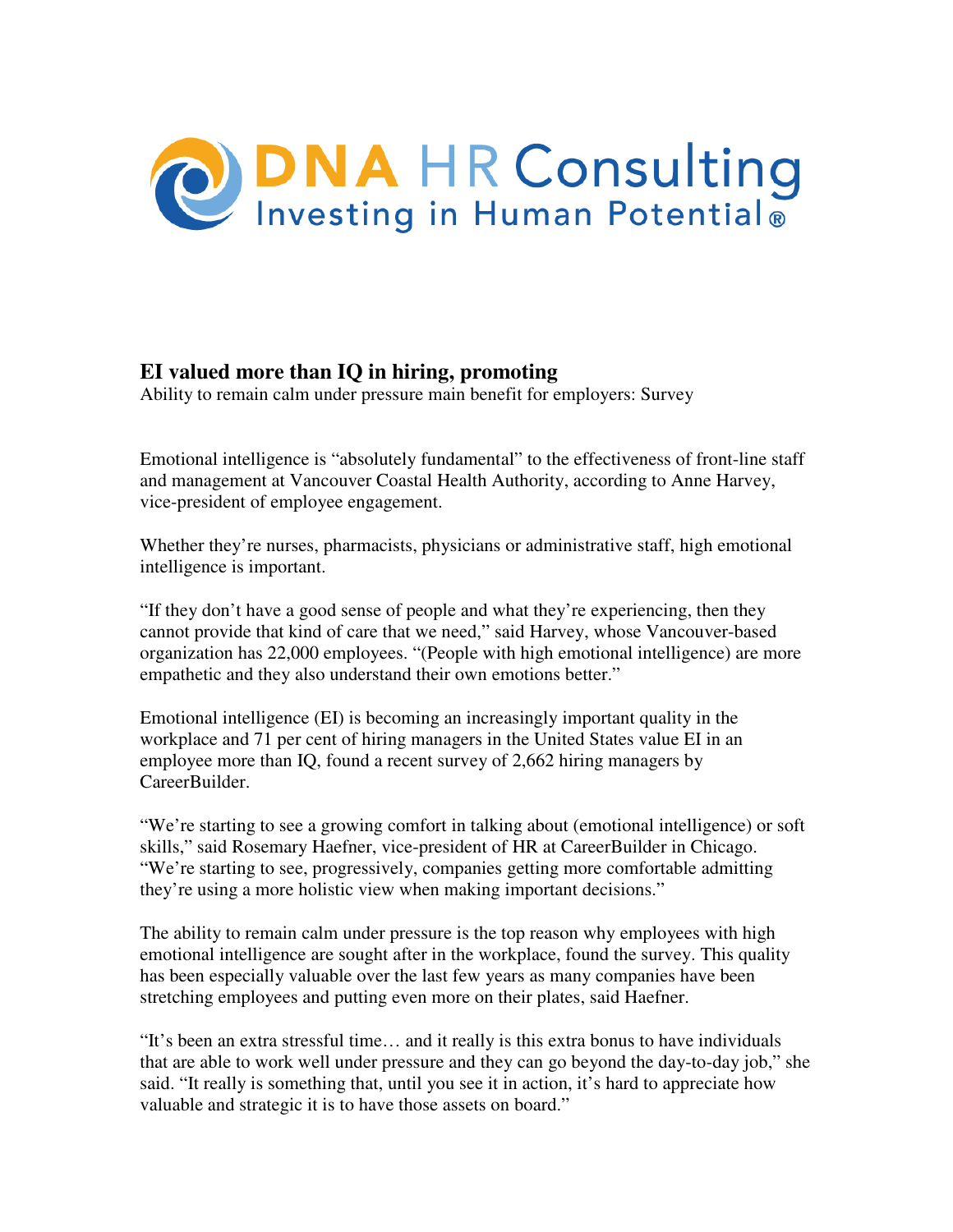DNA HR Consulting
Investing in Human Potential®

## EI valued more than IQ in hiring, promoting

Ability to remain calm under pressure main benefit for employers: Survey

Emotional intelligence is "absolutely fundamental" to the effectiveness of front-line staff and management at Vancouver Coastal Health Authority, according to Anne Harvey, vice-president of employee engagement.

Whether they're nurses, pharmacists, physicians or administrative staff, high emotional intelligence is important.

"If they don't have a good sense of people and what they're experiencing, then they cannot provide that kind of care that we need," said Harvey, whose Vancouver-based organization has 22,000 employees. "(People with high emotional intelligence) are more empathetic and they also understand their own emotions better."

Emotional intelligence (EI) is becoming an increasingly important quality in the workplace and 71 per cent of hiring managers in the United States value EI in an employee more than IQ, found a recent survey of 2,662 hiring managers by CareerBuilder.

"We're starting to see a growing comfort in talking about (emotional intelligence) or soft skills," said Rosemary Haefner, vice-president of HR at CareerBuilder in Chicago. "We're starting to see, progressively, companies getting more comfortable admitting they're using a more holistic view when making important decisions."

The ability to remain calm under pressure is the top reason why employees with high emotional intelligence are sought after in the workplace, found the survey. This quality has been especially valuable over the last few years as many companies have been stretching employees and putting even more on their plates, said Haefner.

"It's been an extra stressful time… and it really is this extra bonus to have individuals that are able to work well under pressure and they can go beyond the day-to-day job," she said. "It really is something that, until you see it in action, it's hard to appreciate how valuable and strategic it is to have those assets on board."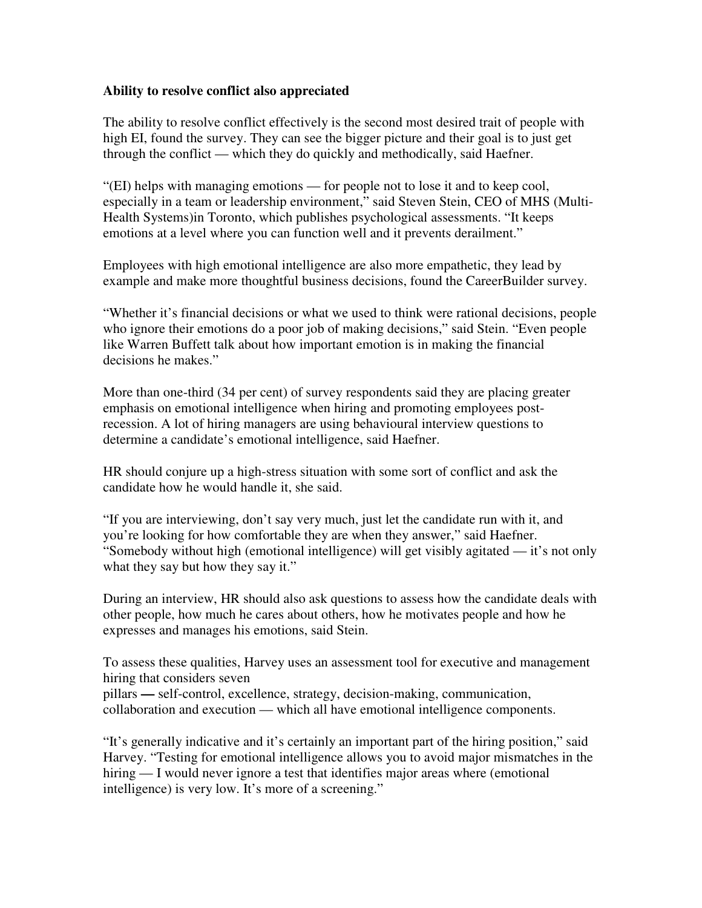**Ability to resolve conflict also appreciated**

The ability to resolve conflict effectively is the second most desired trait of people with high EI, found the survey. They can see the bigger picture and their goal is to just get through the conflict — which they do quickly and methodically, said Haefner.

"(EI) helps with managing emotions — for people not to lose it and to keep cool, especially in a team or leadership environment," said Steven Stein, CEO of MHS (Multi-Health Systems)in Toronto, which publishes psychological assessments. "It keeps emotions at a level where you can function well and it prevents derailment."

Employees with high emotional intelligence are also more empathetic, they lead by example and make more thoughtful business decisions, found the CareerBuilder survey.

"Whether it's financial decisions or what we used to think were rational decisions, people who ignore their emotions do a poor job of making decisions," said Stein. "Even people like Warren Buffett talk about how important emotion is in making the financial decisions he makes."

More than one-third (34 per cent) of survey respondents said they are placing greater emphasis on emotional intelligence when hiring and promoting employees post-recession. A lot of hiring managers are using behavioural interview questions to determine a candidate's emotional intelligence, said Haefner.

HR should conjure up a high-stress situation with some sort of conflict and ask the candidate how he would handle it, she said.

"If you are interviewing, don't say very much, just let the candidate run with it, and you're looking for how comfortable they are when they answer," said Haefner. "Somebody without high (emotional intelligence) will get visibly agitated — it's not only what they say but how they say it."

During an interview, HR should also ask questions to assess how the candidate deals with other people, how much he cares about others, how he motivates people and how he expresses and manages his emotions, said Stein.

To assess these qualities, Harvey uses an assessment tool for executive and management hiring that considers seven pillars **—** self-control, excellence, strategy, decision-making, communication, collaboration and execution — which all have emotional intelligence components.

"It's generally indicative and it's certainly an important part of the hiring position," said Harvey. "Testing for emotional intelligence allows you to avoid major mismatches in the hiring — I would never ignore a test that identifies major areas where (emotional intelligence) is very low. It's more of a screening."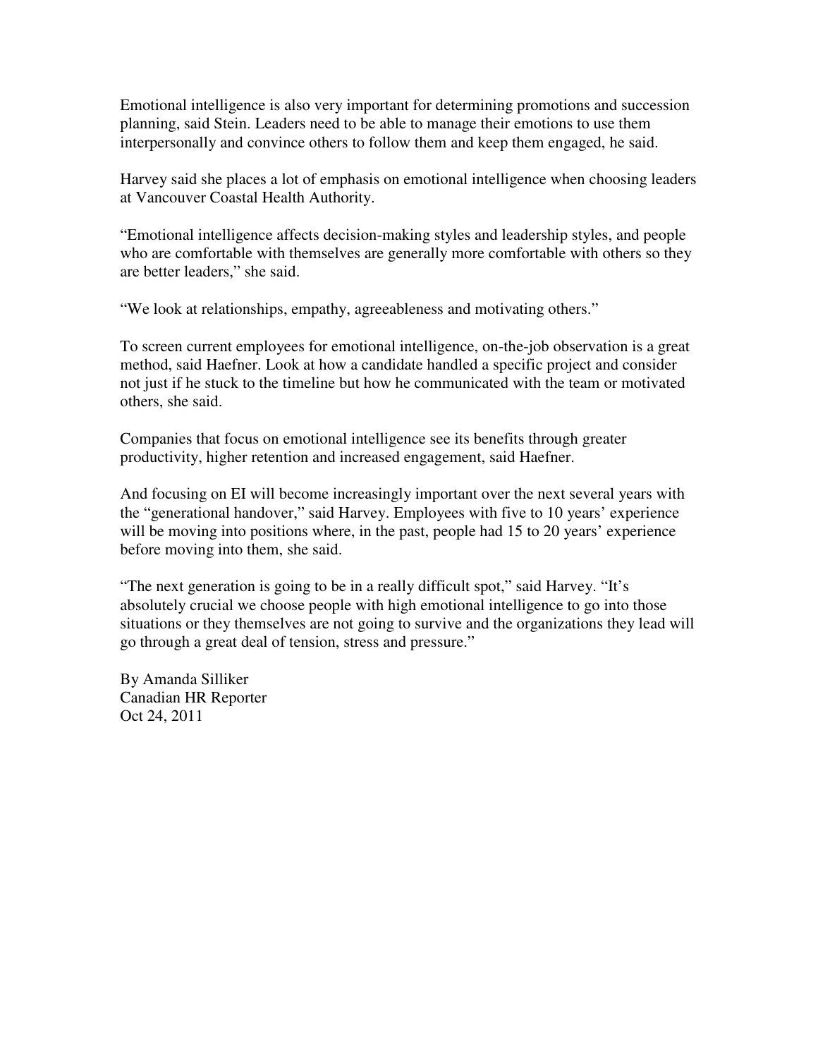Emotional intelligence is also very important for determining promotions and succession planning, said Stein. Leaders need to be able to manage their emotions to use them interpersonally and convince others to follow them and keep them engaged, he said.

Harvey said she places a lot of emphasis on emotional intelligence when choosing leaders at Vancouver Coastal Health Authority.

"Emotional intelligence affects decision-making styles and leadership styles, and people who are comfortable with themselves are generally more comfortable with others so they are better leaders," she said.

"We look at relationships, empathy, agreeableness and motivating others."

To screen current employees for emotional intelligence, on-the-job observation is a great method, said Haefner. Look at how a candidate handled a specific project and consider not just if he stuck to the timeline but how he communicated with the team or motivated others, she said.

Companies that focus on emotional intelligence see its benefits through greater productivity, higher retention and increased engagement, said Haefner.

And focusing on EI will become increasingly important over the next several years with the "generational handover," said Harvey. Employees with five to 10 years' experience will be moving into positions where, in the past, people had 15 to 20 years' experience before moving into them, she said.

"The next generation is going to be in a really difficult spot," said Harvey. "It's absolutely crucial we choose people with high emotional intelligence to go into those situations or they themselves are not going to survive and the organizations they lead will go through a great deal of tension, stress and pressure."

By Amanda Silliker
Canadian HR Reporter
Oct 24, 2011